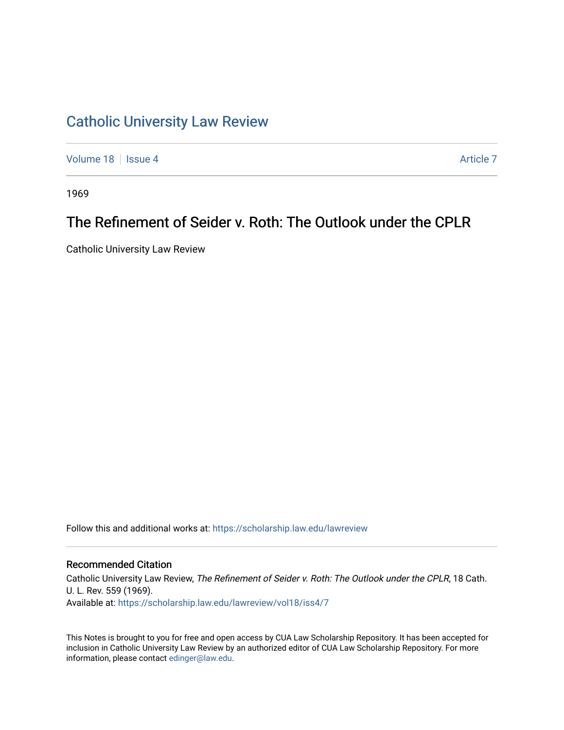# Catholic University Law Review

Volume 18 | Issue 4 | Article 7

1969

## The Refinement of Seider v. Roth: The Outlook under the CPLR

Catholic University Law Review

Follow this and additional works at: https://scholarship.law.edu/lawreview

### Recommended Citation

Catholic University Law Review, *The Refinement of Seider v. Roth: The Outlook under the CPLR*, 18 Cath. U. L. Rev. 559 (1969).
Available at: https://scholarship.law.edu/lawreview/vol18/iss4/7

This Notes is brought to you for free and open access by CUA Law Scholarship Repository. It has been accepted for inclusion in Catholic University Law Review by an authorized editor of CUA Law Scholarship Repository. For more information, please contact edinger@law.edu.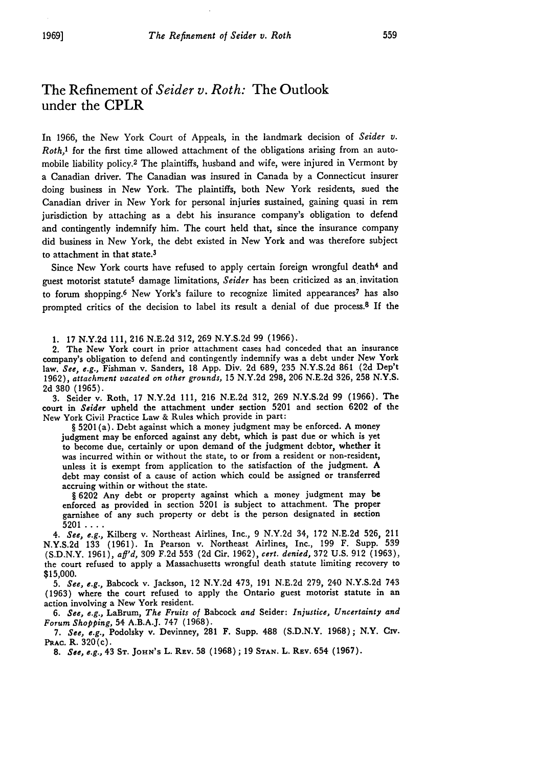# The Refinement of *Seider v. Roth:* The Outlook under the CPLR

In 1966, the New York Court of Appeals, in the landmark decision of *Seider v. Roth*,[1] for the first time allowed attachment of the obligations arising from an automobile liability policy.[2] The plaintiffs, husband and wife, were injured in Vermont by a Canadian driver. The Canadian was insured in Canada by a Connecticut insurer doing business in New York. The plaintiffs, both New York residents, sued the Canadian driver in New York for personal injuries sustained, gaining quasi in rem jurisdiction by attaching as a debt his insurance company's obligation to defend and contingently indemnify him. The court held that, since the insurance company did business in New York, the debt existed in New York and was therefore subject to attachment in that state.[3]

Since New York courts have refused to apply certain foreign wrongful death[4] and guest motorist statute[5] damage limitations, *Seider* has been criticized as an invitation to forum shopping.[6] New York's failure to recognize limited appearances[7] has also prompted critics of the decision to label its result a denial of due process.[8] If the

1. 17 N.Y.2d 111, 216 N.E.2d 312, 269 N.Y.S.2d 99 (1966).

2. The New York court in prior attachment cases had conceded that an insurance company's obligation to defend and contingently indemnify was a debt under New York law. *See, e.g.,* Fishman v. Sanders, 18 App. Div. 2d 689, 235 N.Y.S.2d 861 (2d Dep't 1962), *attachment vacated on other grounds,* 15 N.Y.2d 298, 206 N.E.2d 326, 258 N.Y.S. 2d 380 (1965).

3. Seider v. Roth, 17 N.Y.2d 111, 216 N.E.2d 312, 269 N.Y.S.2d 99 (1966). The court in *Seider* upheld the attachment under section 5201 and section 6202 of the New York Civil Practice Law & Rules which provide in part:

§ 5201(a). Debt against which a money judgment may be enforced. A money judgment may be enforced against any debt, which is past due or which is yet to become due, certainly or upon demand of the judgment debtor, whether it was incurred within or without the state, to or from a resident or non-resident, unless it is exempt from application to the satisfaction of the judgment. A debt may consist of a cause of action which could be assigned or transferred accruing within or without the state.

§ 6202 Any debt or property against which a money judgment may be enforced as provided in section 5201 is subject to attachment. The proper garnishee of any such property or debt is the person designated in section 5201 . . . .

4. *See, e.g.,* Kilberg v. Northeast Airlines, Inc., 9 N.Y.2d 34, 172 N.E.2d 526, 211 N.Y.S.2d 133 (1961). In Pearson v. Northeast Airlines, Inc., 199 F. Supp. 539 (S.D.N.Y. 1961), *aff'd,* 309 F.2d 553 (2d Cir. 1962), *cert. denied,* 372 U.S. 912 (1963), the court refused to apply a Massachusetts wrongful death statute limiting recovery to $15,000.

5. *See, e.g.,* Babcock v. Jackson, 12 N.Y.2d 473, 191 N.E.2d 279, 240 N.Y.S.2d 743 (1963) where the court refused to apply the Ontario guest motorist statute in an action involving a New York resident.

6. *See, e.g.,* LaBrum, *The Fruits of* Babcock *and* Seider: *Injustice, Uncertainty and Forum Shopping,* 54 A.B.A.J. 747 (1968).

7. *See, e.g.,* Podolsky v. Devinney, 281 F. Supp. 488 (S.D.N.Y. 1968); N.Y. Civ. Prac. R. 320(c).

8. *See, e.g.,* 43 St. John's L. Rev. 58 (1968); 19 Stan. L. Rev. 654 (1967).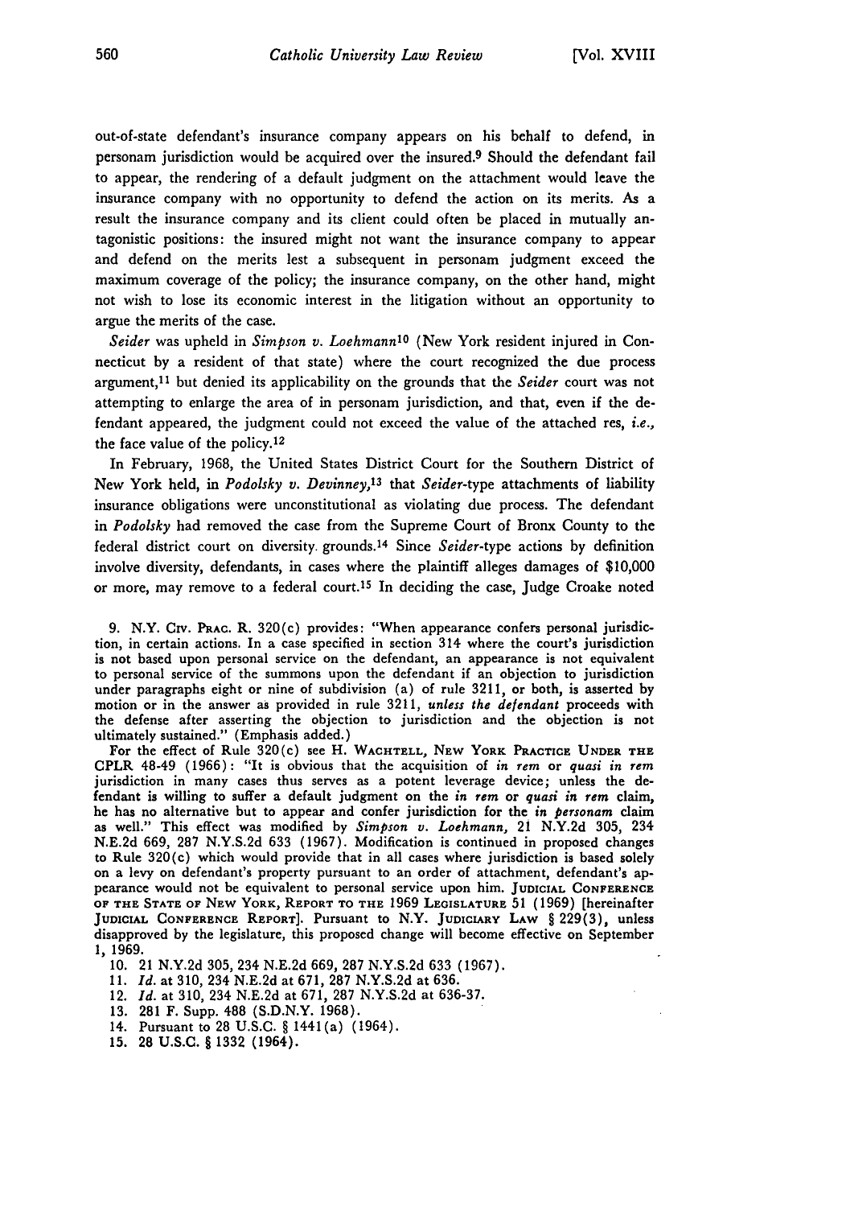out-of-state defendant's insurance company appears on his behalf to defend, in personam jurisdiction would be acquired over the insured.[9] Should the defendant fail to appear, the rendering of a default judgment on the attachment would leave the insurance company with no opportunity to defend the action on its merits. As a result the insurance company and its client could often be placed in mutually antagonistic positions: the insured might not want the insurance company to appear and defend on the merits lest a subsequent in personam judgment exceed the maximum coverage of the policy; the insurance company, on the other hand, might not wish to lose its economic interest in the litigation without an opportunity to argue the merits of the case.

*Seider* was upheld in *Simpson v. Loehmann*[10] (New York resident injured in Connecticut by a resident of that state) where the court recognized the due process argument,[11] but denied its applicability on the grounds that the *Seider* court was not attempting to enlarge the area of in personam jurisdiction, and that, even if the defendant appeared, the judgment could not exceed the value of the attached res, *i.e.*, the face value of the policy.[12]

In February, 1968, the United States District Court for the Southern District of New York held, in *Podolsky v. Devinney*,[13] that *Seider*-type attachments of liability insurance obligations were unconstitutional as violating due process. The defendant in *Podolsky* had removed the case from the Supreme Court of Bronx County to the federal district court on diversity grounds.[14] Since *Seider*-type actions by definition involve diversity, defendants, in cases where the plaintiff alleges damages of $10,000 or more, may remove to a federal court.[15] In deciding the case, Judge Croake noted

9. N.Y. Civ. Prac. R. 320(c) provides: "When appearance confers personal jurisdiction, in certain actions. In a case specified in section 314 where the court's jurisdiction is not based upon personal service on the defendant, an appearance is not equivalent to personal service of the summons upon the defendant if an objection to jurisdiction under paragraphs eight or nine of subdivision (a) of rule 3211, or both, is asserted by motion or in the answer as provided in rule 3211, *unless the defendant* proceeds with the defense after asserting the objection to jurisdiction and the objection is not ultimately sustained." (Emphasis added.)

For the effect of Rule 320(c) see H. Wachtell, New York Practice Under the CPLR 48-49 (1966): "It is obvious that the acquisition of *in rem* or *quasi in rem* jurisdiction in many cases thus serves as a potent leverage device; unless the defendant is willing to suffer a default judgment on the *in rem* or *quasi in rem* claim, he has no alternative but to appear and confer jurisdiction for the *in personam* claim as well." This effect was modified by *Simpson v. Loehmann*, 21 N.Y.2d 305, 234 N.E.2d 669, 287 N.Y.S.2d 633 (1967). Modification is continued in proposed changes to Rule 320(c) which would provide that in all cases where jurisdiction is based solely on a levy on defendant's property pursuant to an order of attachment, defendant's appearance would not be equivalent to personal service upon him. Judicial Conference of the State of New York, Report to the 1969 Legislature 51 (1969) [hereinafter Judicial Conference Report]. Pursuant to N.Y. Judiciary Law § 229(3), unless disapproved by the legislature, this proposed change will become effective on September 1, 1969.

10. 21 N.Y.2d 305, 234 N.E.2d 669, 287 N.Y.S.2d 633 (1967).

11. *Id.* at 310, 234 N.E.2d at 671, 287 N.Y.S.2d at 636.

12. *Id.* at 310, 234 N.E.2d at 671, 287 N.Y.S.2d at 636-37.

13. 281 F. Supp. 488 (S.D.N.Y. 1968).

14. Pursuant to 28 U.S.C. § 1441(a) (1964).

15. 28 U.S.C. § 1332 (1964).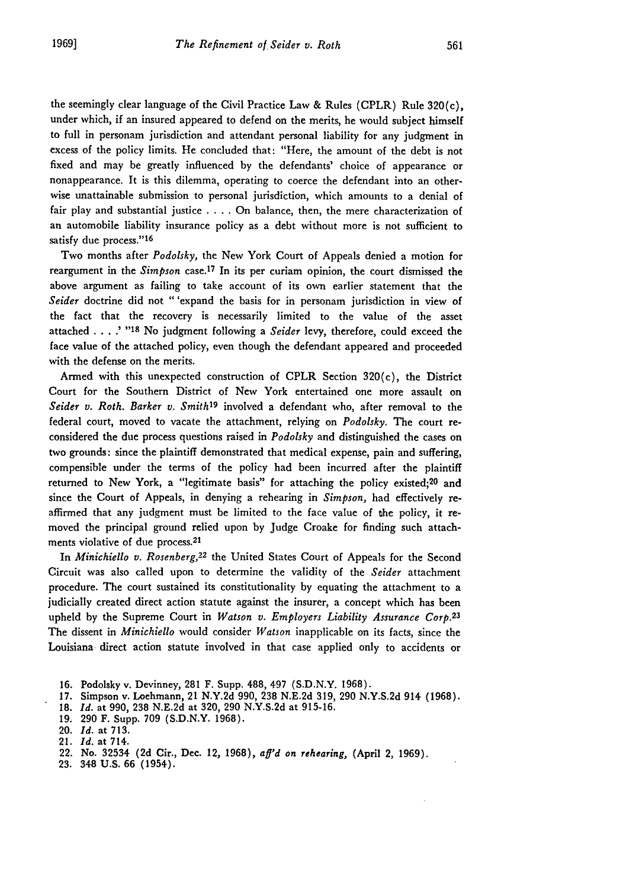the seemingly clear language of the Civil Practice Law & Rules (CPLR) Rule 320(c), under which, if an insured appeared to defend on the merits, he would subject himself to full in personam jurisdiction and attendant personal liability for any judgment in excess of the policy limits. He concluded that: "Here, the amount of the debt is not fixed and may be greatly influenced by the defendants' choice of appearance or nonappearance. It is this dilemma, operating to coerce the defendant into an otherwise unattainable submission to personal jurisdiction, which amounts to a denial of fair play and substantial justice . . . . On balance, then, the mere characterization of an automobile liability insurance policy as a debt without more is not sufficient to satisfy due process."[16]

Two months after *Podolsky*, the New York Court of Appeals denied a motion for reargument in the *Simpson* case.[17] In its per curiam opinion, the court dismissed the above argument as failing to take account of its own earlier statement that the *Seider* doctrine did not " 'expand the basis for in personam jurisdiction in view of the fact that the recovery is necessarily limited to the value of the asset attached . . . .' "[18] No judgment following a *Seider* levy, therefore, could exceed the face value of the attached policy, even though the defendant appeared and proceeded with the defense on the merits.

Armed with this unexpected construction of CPLR Section 320(c), the District Court for the Southern District of New York entertained one more assault on *Seider v. Roth*. *Barker v. Smith*[19] involved a defendant who, after removal to the federal court, moved to vacate the attachment, relying on *Podolsky*. The court reconsidered the due process questions raised in *Podolsky* and distinguished the cases on two grounds: since the plaintiff demonstrated that medical expense, pain and suffering, compensible under the terms of the policy had been incurred after the plaintiff returned to New York, a "legitimate basis" for attaching the policy existed;[20] and since the Court of Appeals, in denying a rehearing in *Simpson*, had effectively reaffirmed that any judgment must be limited to the face value of the policy, it removed the principal ground relied upon by Judge Croake for finding such attachments violative of due process.[21]

In *Minichiello v. Rosenberg*,[22] the United States Court of Appeals for the Second Circuit was also called upon to determine the validity of the *Seider* attachment procedure. The court sustained its constitutionality by equating the attachment to a judicially created direct action statute against the insurer, a concept which has been upheld by the Supreme Court in *Watson v. Employers Liability Assurance Corp.*[23] The dissent in *Minichiello* would consider *Watson* inapplicable on its facts, since the Louisiana direct action statute involved in that case applied only to accidents or

16. Podolsky v. Devinney, 281 F. Supp. 488, 497 (S.D.N.Y. 1968).
17. Simpson v. Loehmann, 21 N.Y.2d 990, 238 N.E.2d 319, 290 N.Y.S.2d 914 (1968).
18. *Id.* at 990, 238 N.E.2d at 320, 290 N.Y.S.2d at 915-16.
19. 290 F. Supp. 709 (S.D.N.Y. 1968).
20. *Id.* at 713.
21. *Id.* at 714.
22. No. 32534 (2d Cir., Dec. 12, 1968), *aff'd on rehearing*, (April 2, 1969).
23. 348 U.S. 66 (1954).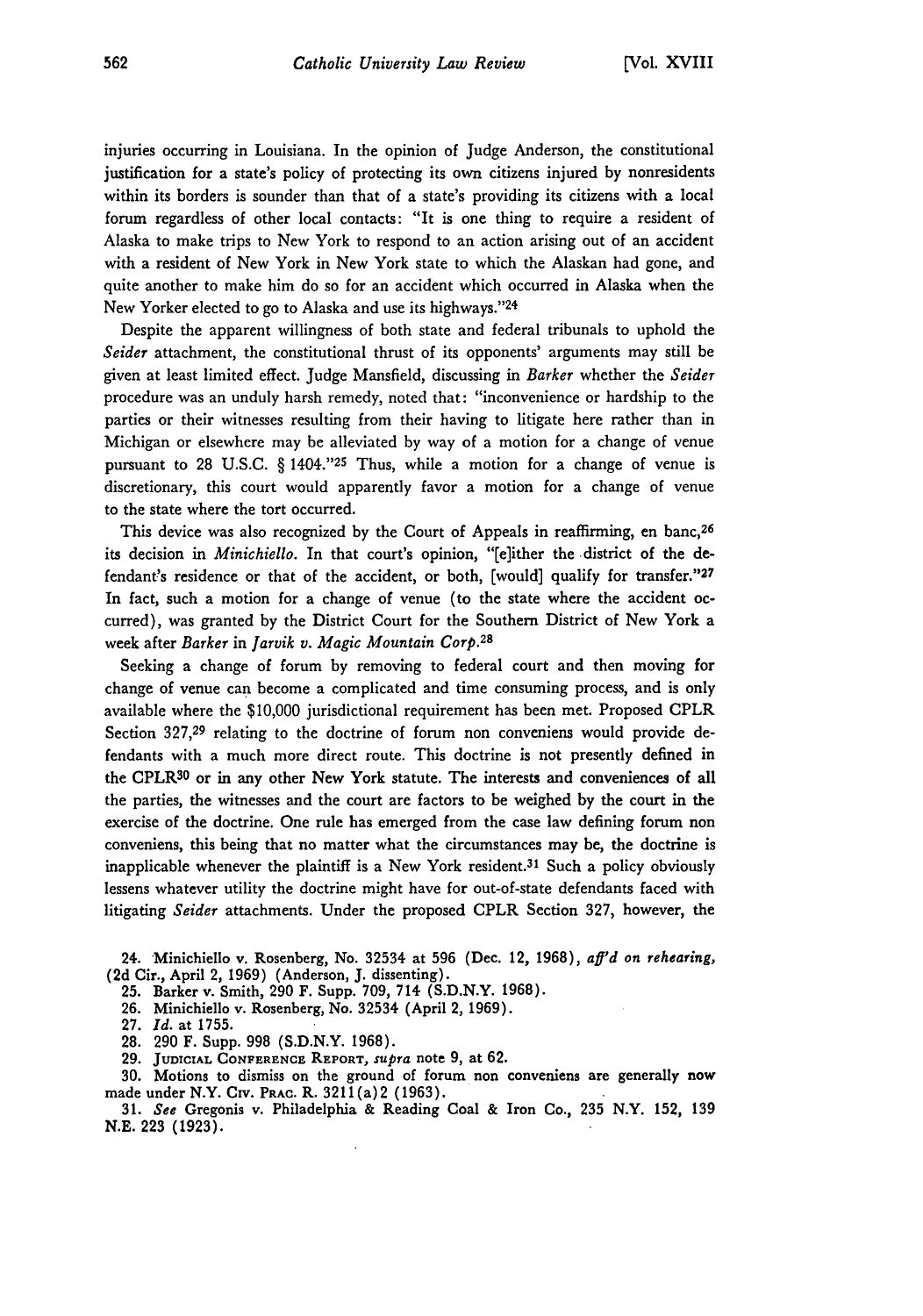injuries occurring in Louisiana. In the opinion of Judge Anderson, the constitutional justification for a state's policy of protecting its own citizens injured by nonresidents within its borders is sounder than that of a state's providing its citizens with a local forum regardless of other local contacts: "It is one thing to require a resident of Alaska to make trips to New York to respond to an action arising out of an accident with a resident of New York in New York state to which the Alaskan had gone, and quite another to make him do so for an accident which occurred in Alaska when the New Yorker elected to go to Alaska and use its highways."[24]

Despite the apparent willingness of both state and federal tribunals to uphold the *Seider* attachment, the constitutional thrust of its opponents' arguments may still be given at least limited effect. Judge Mansfield, discussing in *Barker* whether the *Seider* procedure was an unduly harsh remedy, noted that: "inconvenience or hardship to the parties or their witnesses resulting from their having to litigate here rather than in Michigan or elsewhere may be alleviated by way of a motion for a change of venue pursuant to 28 U.S.C. § 1404."[25] Thus, while a motion for a change of venue is discretionary, this court would apparently favor a motion for a change of venue to the state where the tort occurred.

This device was also recognized by the Court of Appeals in reaffirming, en banc,[26] its decision in *Minichiello*. In that court's opinion, "[e]ither the district of the defendant's residence or that of the accident, or both, [would] qualify for transfer."[27] In fact, such a motion for a change of venue (to the state where the accident occurred), was granted by the District Court for the Southern District of New York a week after *Barker* in *Jarvik v. Magic Mountain Corp.*[28]

Seeking a change of forum by removing to federal court and then moving for change of venue can become a complicated and time consuming process, and is only available where the $10,000 jurisdictional requirement has been met. Proposed CPLR Section 327,[29] relating to the doctrine of forum non conveniens would provide defendants with a much more direct route. This doctrine is not presently defined in the CPLR[30] or in any other New York statute. The interests and conveniences of all the parties, the witnesses and the court are factors to be weighed by the court in the exercise of the doctrine. One rule has emerged from the case law defining forum non conveniens, this being that no matter what the circumstances may be, the doctrine is inapplicable whenever the plaintiff is a New York resident.[31] Such a policy obviously lessens whatever utility the doctrine might have for out-of-state defendants faced with litigating *Seider* attachments. Under the proposed CPLR Section 327, however, the

24. Minichiello v. Rosenberg, No. 32534 at 596 (Dec. 12, 1968), *aff'd on rehearing*, (2d Cir., April 2, 1969) (Anderson, J. dissenting).

25. Barker v. Smith, 290 F. Supp. 709, 714 (S.D.N.Y. 1968).

26. Minichiello v. Rosenberg, No. 32534 (April 2, 1969).

27. *Id.* at 1755.

28. 290 F. Supp. 998 (S.D.N.Y. 1968).

29. JUDICIAL CONFERENCE REPORT, *supra* note 9, at 62.

30. Motions to dismiss on the ground of forum non conveniens are generally now made under N.Y. CIV. PRAC. R. 3211(a)2 (1963).

31. *See* Gregonis v. Philadelphia & Reading Coal & Iron Co., 235 N.Y. 152, 139 N.E. 223 (1923).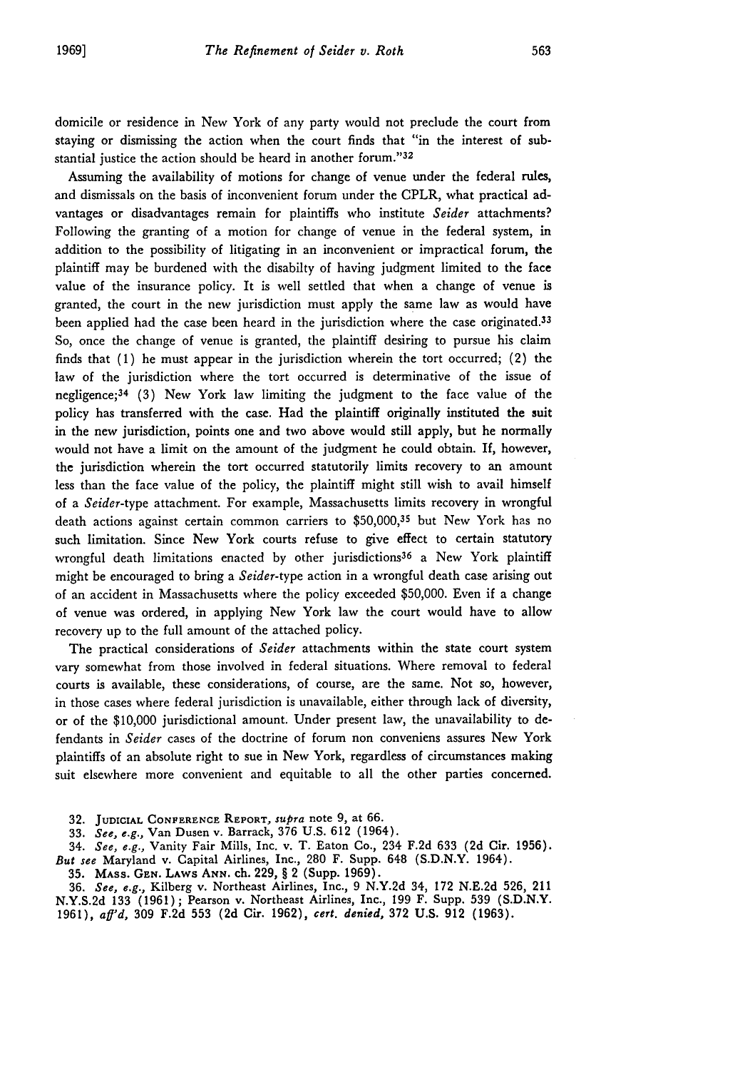domicile or residence in New York of any party would not preclude the court from staying or dismissing the action when the court finds that "in the interest of substantial justice the action should be heard in another forum."[32]

Assuming the availability of motions for change of venue under the federal rules, and dismissals on the basis of inconvenient forum under the CPLR, what practical advantages or disadvantages remain for plaintiffs who institute *Seider* attachments? Following the granting of a motion for change of venue in the federal system, in addition to the possibility of litigating in an inconvenient or impractical forum, the plaintiff may be burdened with the disabilty of having judgment limited to the face value of the insurance policy. It is well settled that when a change of venue is granted, the court in the new jurisdiction must apply the same law as would have been applied had the case been heard in the jurisdiction where the case originated.[33] So, once the change of venue is granted, the plaintiff desiring to pursue his claim finds that (1) he must appear in the jurisdiction wherein the tort occurred; (2) the law of the jurisdiction where the tort occurred is determinative of the issue of negligence;[34] (3) New York law limiting the judgment to the face value of the policy has transferred with the case. Had the plaintiff originally instituted the suit in the new jurisdiction, points one and two above would still apply, but he normally would not have a limit on the amount of the judgment he could obtain. If, however, the jurisdiction wherein the tort occurred statutorily limits recovery to an amount less than the face value of the policy, the plaintiff might still wish to avail himself of a *Seider*-type attachment. For example, Massachusetts limits recovery in wrongful death actions against certain common carriers to $50,000,[35] but New York has no such limitation. Since New York courts refuse to give effect to certain statutory wrongful death limitations enacted by other jurisdictions[36] a New York plaintiff might be encouraged to bring a *Seider*-type action in a wrongful death case arising out of an accident in Massachusetts where the policy exceeded $50,000. Even if a change of venue was ordered, in applying New York law the court would have to allow recovery up to the full amount of the attached policy.

The practical considerations of *Seider* attachments within the state court system vary somewhat from those involved in federal situations. Where removal to federal courts is available, these considerations, of course, are the same. Not so, however, in those cases where federal jurisdiction is unavailable, either through lack of diversity, or of the $10,000 jurisdictional amount. Under present law, the unavailability to defendants in *Seider* cases of the doctrine of forum non conveniens assures New York plaintiffs of an absolute right to sue in New York, regardless of circumstances making suit elsewhere more convenient and equitable to all the other parties concerned.

32. JUDICIAL CONFERENCE REPORT, *supra* note 9, at 66.

33. *See, e.g.*, Van Dusen v. Barrack, 376 U.S. 612 (1964).

34. *See, e.g.*, Vanity Fair Mills, Inc. v. T. Eaton Co., 234 F.2d 633 (2d Cir. 1956). *But see* Maryland v. Capital Airlines, Inc., 280 F. Supp. 648 (S.D.N.Y. 1964).

35. MASS. GEN. LAWS ANN. ch. 229, § 2 (Supp. 1969).

36. *See, e.g.*, Kilberg v. Northeast Airlines, Inc., 9 N.Y.2d 34, 172 N.E.2d 526, 211 N.Y.S.2d 133 (1961); Pearson v. Northeast Airlines, Inc., 199 F. Supp. 539 (S.D.N.Y. 1961), *aff'd*, 309 F.2d 553 (2d Cir. 1962), *cert. denied*, 372 U.S. 912 (1963).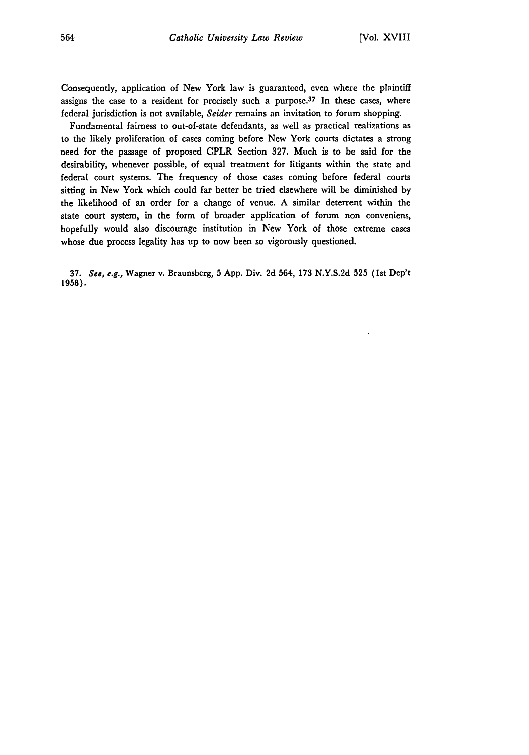Consequently, application of New York law is guaranteed, even where the plaintiff assigns the case to a resident for precisely such a purpose.[37] In these cases, where federal jurisdiction is not available, *Seider* remains an invitation to forum shopping.

Fundamental fairness to out-of-state defendants, as well as practical realizations as to the likely proliferation of cases coming before New York courts dictates a strong need for the passage of proposed CPLR Section 327. Much is to be said for the desirability, whenever possible, of equal treatment for litigants within the state and federal court systems. The frequency of those cases coming before federal courts sitting in New York which could far better be tried elsewhere will be diminished by the likelihood of an order for a change of venue. A similar deterrent within the state court system, in the form of broader application of forum non conveniens, hopefully would also discourage institution in New York of those extreme cases whose due process legality has up to now been so vigorously questioned.

37. *See, e.g.,* Wagner v. Braunsberg, 5 App. Div. 2d 564, 173 N.Y.S.2d 525 (1st Dep't 1958).